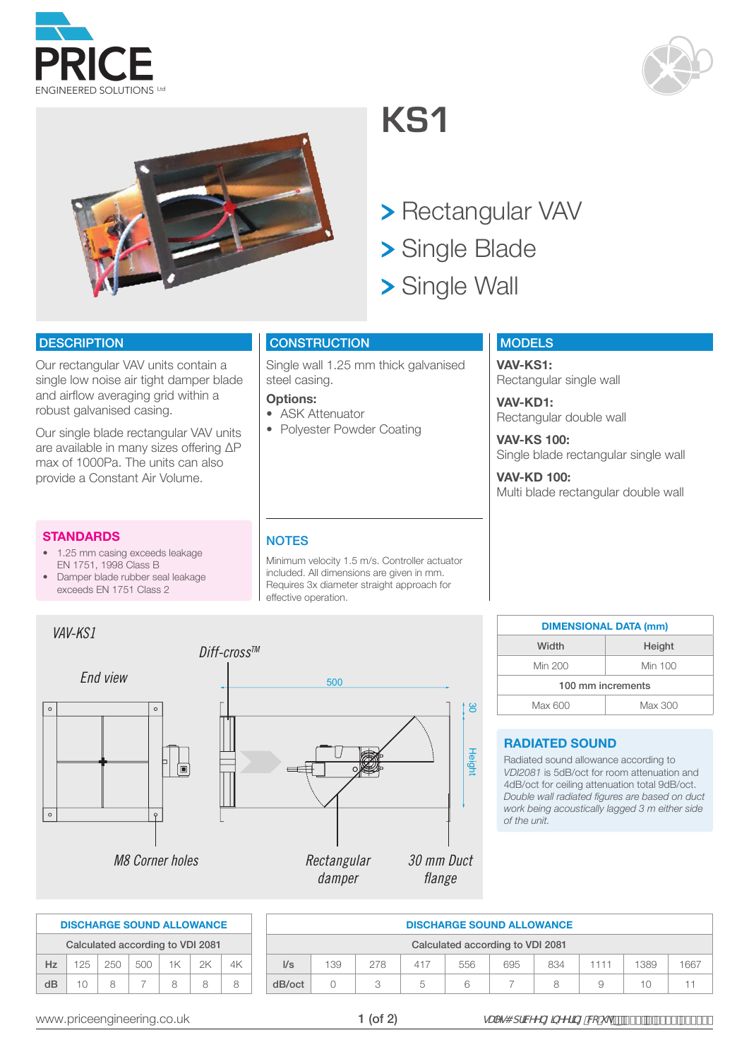# KS1

> Rectangular VAV
> Single Blade
> Single Wall

## DESCRIPTION

Our rectangular VAV units contain a single low noise air tight damper blade and airflow averaging grid within a robust galvanised casing.

Our single blade rectangular VAV units are available in many sizes offering ΔP max of 1000Pa. The units can also provide a Constant Air Volume.

## CONSTRUCTION

Single wall 1.25 mm thick galvanised steel casing.

**Options:**

- ASK Attenuator
- Polyester Powder Coating

## MODELS

**VAV-KS1:**
Rectangular single wall

**VAV-KD1:**
Rectangular double wall

**VAV-KS 100:**
Single blade rectangular single wall

**VAV-KD 100:**
Multi blade rectangular double wall

## STANDARDS

- 1.25 mm casing exceeds leakage EN 1751, 1998 Class B
- Damper blade rubber seal leakage exceeds EN 1751 Class 2

## NOTES

Minimum velocity 1.5 m/s. Controller actuator included. All dimensions are given in mm. Requires 3x diameter straight approach for effective operation.

VAV-KS1

Diff-cross™

End view

500

30

Height

M8 Corner holes

Rectangular damper

30 mm Duct flange

| DIMENSIONAL DATA (mm) | |
|---|---|
| Width | Height |
| Min 200 | Min 100 |
| 100 mm increments | |
| Max 600 | Max 300 |

## RADIATED SOUND

Radiated sound allowance according to *VDI2081* is 5dB/oct for room attenuation and 4dB/oct for ceiling attenuation total 9dB/oct. *Double wall radiated figures are based on duct work being acoustically lagged 3 m either side of the unit.*

| DISCHARGE SOUND ALLOWANCE | | | | | | |
|---|---|---|---|---|---|---|
| Calculated according to VDI 2081 | | | | | | |
| Hz | 125 | 250 | 500 | 1K | 2K | 4K |
| dB | 10 | 8 | 7 | 8 | 8 | 8 |

| DISCHARGE SOUND ALLOWANCE | | | | | | | | | |
|---|---|---|---|---|---|---|---|---|---|
| Calculated according to VDI 2081 | | | | | | | | | |
| l/s | 139 | 278 | 417 | 556 | 695 | 834 | 1111 | 1389 | 1667 |
| dB/oct | 0 | 3 | 5 | 6 | 7 | 8 | 9 | 10 | 11 |

www.priceengineering.co.uk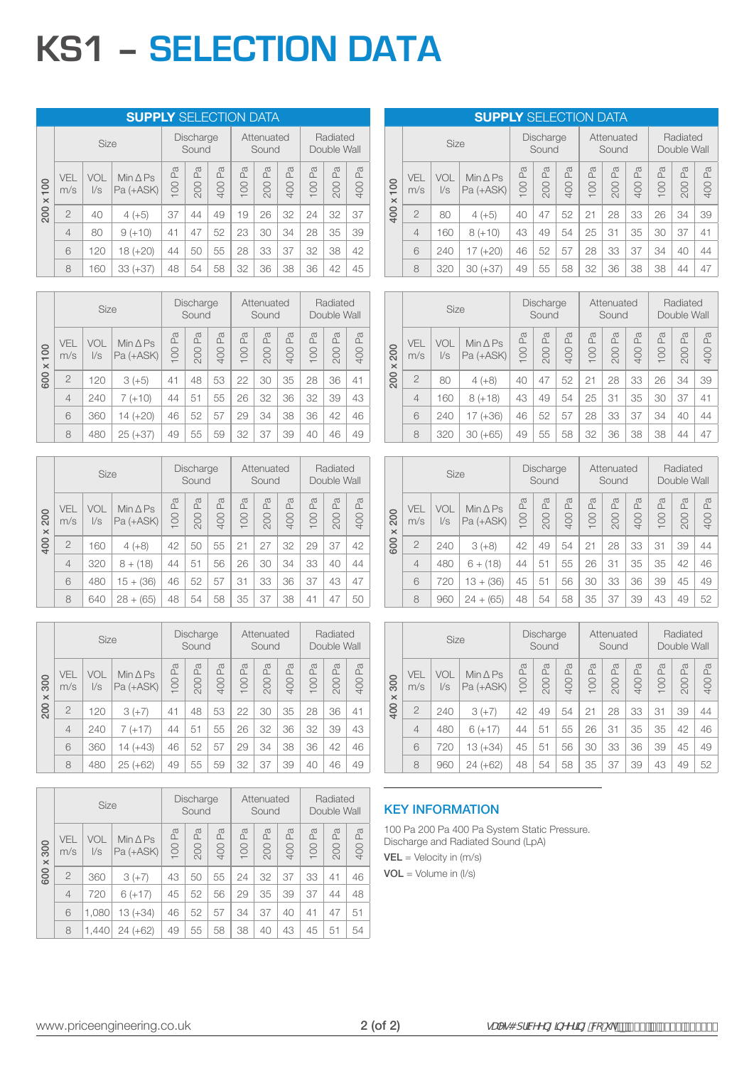# KS1 – SELECTION DATA

## SUPPLY SELECTION DATA

**200 x 100**

| VEL m/s | VOL l/s | Min ΔPs Pa (+ASK) | Discharge Sound 100 Pa | Discharge Sound 200 Pa | Discharge Sound 400 Pa | Attenuated Sound 100 Pa | Attenuated Sound 200 Pa | Attenuated Sound 400 Pa | Radiated Double Wall 100 Pa | Radiated Double Wall 200 Pa | Radiated Double Wall 400 Pa |
|---|---|---|---|---|---|---|---|---|---|---|---|
| 2 | 40 | 4 (+5) | 37 | 44 | 49 | 19 | 26 | 32 | 24 | 32 | 37 |
| 4 | 80 | 9 (+10) | 41 | 47 | 52 | 23 | 30 | 34 | 28 | 35 | 39 |
| 6 | 120 | 18 (+20) | 44 | 50 | 55 | 28 | 33 | 37 | 32 | 38 | 42 |
| 8 | 160 | 33 (+37) | 48 | 54 | 58 | 32 | 36 | 38 | 36 | 42 | 45 |

**600 x 100**

| VEL m/s | VOL l/s | Min ΔPs Pa (+ASK) | Discharge Sound 100 Pa | Discharge Sound 200 Pa | Discharge Sound 400 Pa | Attenuated Sound 100 Pa | Attenuated Sound 200 Pa | Attenuated Sound 400 Pa | Radiated Double Wall 100 Pa | Radiated Double Wall 200 Pa | Radiated Double Wall 400 Pa |
|---|---|---|---|---|---|---|---|---|---|---|---|
| 2 | 120 | 3 (+5) | 41 | 48 | 53 | 22 | 30 | 35 | 28 | 36 | 41 |
| 4 | 240 | 7 (+10) | 44 | 51 | 55 | 26 | 32 | 36 | 32 | 39 | 43 |
| 6 | 360 | 14 (+20) | 46 | 52 | 57 | 29 | 34 | 38 | 36 | 42 | 46 |
| 8 | 480 | 25 (+37) | 49 | 55 | 59 | 32 | 37 | 39 | 40 | 46 | 49 |

**400 x 200**

| VEL m/s | VOL l/s | Min ΔPs Pa (+ASK) | Discharge Sound 100 Pa | Discharge Sound 200 Pa | Discharge Sound 400 Pa | Attenuated Sound 100 Pa | Attenuated Sound 200 Pa | Attenuated Sound 400 Pa | Radiated Double Wall 100 Pa | Radiated Double Wall 200 Pa | Radiated Double Wall 400 Pa |
|---|---|---|---|---|---|---|---|---|---|---|---|
| 2 | 160 | 4 (+8) | 42 | 50 | 55 | 21 | 27 | 32 | 29 | 37 | 42 |
| 4 | 320 | 8 + (18) | 44 | 51 | 56 | 26 | 30 | 34 | 33 | 40 | 44 |
| 6 | 480 | 15 + (36) | 46 | 52 | 57 | 31 | 33 | 36 | 37 | 43 | 47 |
| 8 | 640 | 28 + (65) | 48 | 54 | 58 | 35 | 37 | 38 | 41 | 47 | 50 |

**200 x 300**

| VEL m/s | VOL l/s | Min ΔPs Pa (+ASK) | Discharge Sound 100 Pa | Discharge Sound 200 Pa | Discharge Sound 400 Pa | Attenuated Sound 100 Pa | Attenuated Sound 200 Pa | Attenuated Sound 400 Pa | Radiated Double Wall 100 Pa | Radiated Double Wall 200 Pa | Radiated Double Wall 400 Pa |
|---|---|---|---|---|---|---|---|---|---|---|---|
| 2 | 120 | 3 (+7) | 41 | 48 | 53 | 22 | 30 | 35 | 28 | 36 | 41 |
| 4 | 240 | 7 (+17) | 44 | 51 | 55 | 26 | 32 | 36 | 32 | 39 | 43 |
| 6 | 360 | 14 (+43) | 46 | 52 | 57 | 29 | 34 | 38 | 36 | 42 | 46 |
| 8 | 480 | 25 (+62) | 49 | 55 | 59 | 32 | 37 | 39 | 40 | 46 | 49 |

**600 x 300**

| VEL m/s | VOL l/s | Min ΔPs Pa (+ASK) | Discharge Sound 100 Pa | Discharge Sound 200 Pa | Discharge Sound 400 Pa | Attenuated Sound 100 Pa | Attenuated Sound 200 Pa | Attenuated Sound 400 Pa | Radiated Double Wall 100 Pa | Radiated Double Wall 200 Pa | Radiated Double Wall 400 Pa |
|---|---|---|---|---|---|---|---|---|---|---|---|
| 2 | 360 | 3 (+7) | 43 | 50 | 55 | 24 | 32 | 37 | 33 | 41 | 46 |
| 4 | 720 | 6 (+17) | 45 | 52 | 56 | 29 | 35 | 39 | 37 | 44 | 48 |
| 6 | 1,080 | 13 (+34) | 46 | 52 | 57 | 34 | 37 | 40 | 41 | 47 | 51 |
| 8 | 1,440 | 24 (+62) | 49 | 55 | 58 | 38 | 40 | 43 | 45 | 51 | 54 |

## SUPPLY SELECTION DATA

**400 x 100**

| VEL m/s | VOL l/s | Min ΔPs Pa (+ASK) | Discharge Sound 100 Pa | Discharge Sound 200 Pa | Discharge Sound 400 Pa | Attenuated Sound 100 Pa | Attenuated Sound 200 Pa | Attenuated Sound 400 Pa | Radiated Double Wall 100 Pa | Radiated Double Wall 200 Pa | Radiated Double Wall 400 Pa |
|---|---|---|---|---|---|---|---|---|---|---|---|
| 2 | 80 | 4 (+5) | 40 | 47 | 52 | 21 | 28 | 33 | 26 | 34 | 39 |
| 4 | 160 | 8 (+10) | 43 | 49 | 54 | 25 | 31 | 35 | 30 | 37 | 41 |
| 6 | 240 | 17 (+20) | 46 | 52 | 57 | 28 | 33 | 37 | 34 | 40 | 44 |
| 8 | 320 | 30 (+37) | 49 | 55 | 58 | 32 | 36 | 38 | 38 | 44 | 47 |

**200 x 200**

| VEL m/s | VOL l/s | Min ΔPs Pa (+ASK) | Discharge Sound 100 Pa | Discharge Sound 200 Pa | Discharge Sound 400 Pa | Attenuated Sound 100 Pa | Attenuated Sound 200 Pa | Attenuated Sound 400 Pa | Radiated Double Wall 100 Pa | Radiated Double Wall 200 Pa | Radiated Double Wall 400 Pa |
|---|---|---|---|---|---|---|---|---|---|---|---|
| 2 | 80 | 4 (+8) | 40 | 47 | 52 | 21 | 28 | 33 | 26 | 34 | 39 |
| 4 | 160 | 8 (+18) | 43 | 49 | 54 | 25 | 31 | 35 | 30 | 37 | 41 |
| 6 | 240 | 17 (+36) | 46 | 52 | 57 | 28 | 33 | 37 | 34 | 40 | 44 |
| 8 | 320 | 30 (+65) | 49 | 55 | 58 | 32 | 36 | 38 | 38 | 44 | 47 |

**600 x 200**

| VEL m/s | VOL l/s | Min ΔPs Pa (+ASK) | Discharge Sound 100 Pa | Discharge Sound 200 Pa | Discharge Sound 400 Pa | Attenuated Sound 100 Pa | Attenuated Sound 200 Pa | Attenuated Sound 400 Pa | Radiated Double Wall 100 Pa | Radiated Double Wall 200 Pa | Radiated Double Wall 400 Pa |
|---|---|---|---|---|---|---|---|---|---|---|---|
| 2 | 240 | 3 (+8) | 42 | 49 | 54 | 21 | 28 | 33 | 31 | 39 | 44 |
| 4 | 480 | 6 + (18) | 44 | 51 | 55 | 26 | 31 | 35 | 35 | 42 | 46 |
| 6 | 720 | 13 + (36) | 45 | 51 | 56 | 30 | 33 | 36 | 39 | 45 | 49 |
| 8 | 960 | 24 + (65) | 48 | 54 | 58 | 35 | 37 | 39 | 43 | 49 | 52 |

**400 x 300**

| VEL m/s | VOL l/s | Min ΔPs Pa (+ASK) | Discharge Sound 100 Pa | Discharge Sound 200 Pa | Discharge Sound 400 Pa | Attenuated Sound 100 Pa | Attenuated Sound 200 Pa | Attenuated Sound 400 Pa | Radiated Double Wall 100 Pa | Radiated Double Wall 200 Pa | Radiated Double Wall 400 Pa |
|---|---|---|---|---|---|---|---|---|---|---|---|
| 2 | 240 | 3 (+7) | 42 | 49 | 54 | 21 | 28 | 33 | 31 | 39 | 44 |
| 4 | 480 | 6 (+17) | 44 | 51 | 55 | 26 | 31 | 35 | 35 | 42 | 46 |
| 6 | 720 | 13 (+34) | 45 | 51 | 56 | 30 | 33 | 36 | 39 | 45 | 49 |
| 8 | 960 | 24 (+62) | 48 | 54 | 58 | 35 | 37 | 39 | 43 | 49 | 52 |

## KEY INFORMATION

100 Pa 200 Pa 400 Pa System Static Pressure.
Discharge and Radiated Sound (LpA)

**VEL** = Velocity in (m/s)

**VOL** = Volume in (l/s)